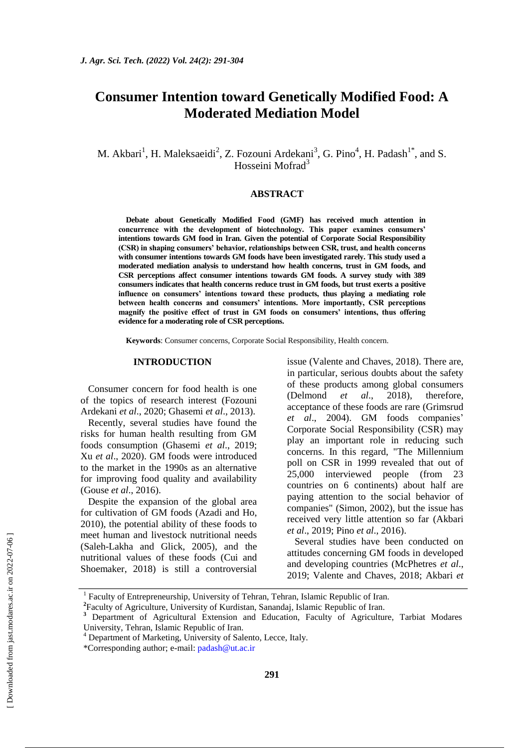# Consumer Intention toward Genetically Modified Food: A Moderated Mediation Model

M. Akbari[1], H. Maleksaeidi[2], Z. Fozouni Ardekani[3], G. Pino[4], H. Padash[1*], and S. Hosseini Mofrad[3]

## ABSTRACT

**Debate about Genetically Modified Food (GMF) has received much attention in concurrence with the development of biotechnology. This paper examines consumers' intentions towards GM food in Iran. Given the potential of Corporate Social Responsibility (CSR) in shaping consumers' behavior, relationships between CSR, trust, and health concerns with consumer intentions towards GM foods have been investigated rarely. This study used a moderated mediation analysis to understand how health concerns, trust in GM foods, and CSR perceptions affect consumer intentions towards GM foods. A survey study with 389 consumers indicates that health concerns reduce trust in GM foods, but trust exerts a positive influence on consumers' intentions toward these products, thus playing a mediating role between health concerns and consumers' intentions. More importantly, CSR perceptions magnify the positive effect of trust in GM foods on consumers' intentions, thus offering evidence for a moderating role of CSR perceptions.**

**Keywords**: Consumer concerns, Corporate Social Responsibility, Health concern.

## INTRODUCTION

Consumer concern for food health is one of the topics of research interest (Fozouni Ardekani *et al*., 2020; Ghasemi *et al*., 2013).

Recently, several studies have found the risks for human health resulting from GM foods consumption (Ghasemi *et al*., 2019; Xu *et al*., 2020). GM foods were introduced to the market in the 1990s as an alternative for improving food quality and availability (Gouse *et al*., 2016).

Despite the expansion of the global area for cultivation of GM foods (Azadi and Ho, 2010), the potential ability of these foods to meet human and livestock nutritional needs (Saleh-Lakha and Glick, 2005), and the nutritional values of these foods (Cui and Shoemaker, 2018) is still a controversial issue (Valente and Chaves, 2018). There are, in particular, serious doubts about the safety of these products among global consumers (Delmond *et al*., 2018), therefore, acceptance of these foods are rare (Grimsrud *et al*., 2004). GM foods companies' Corporate Social Responsibility (CSR) may play an important role in reducing such concerns. In this regard, "The Millennium poll on CSR in 1999 revealed that out of 25,000 interviewed people (from 23 countries on 6 continents) about half are paying attention to the social behavior of companies" (Simon, 2002), but the issue has received very little attention so far (Akbari *et al*., 2019; Pino *et al*., 2016).

Several studies have been conducted on attitudes concerning GM foods in developed and developing countries (McPhetres *et al*., 2019; Valente and Chaves, 2018; Akbari *et*

---

[1] Faculty of Entrepreneurship, University of Tehran, Tehran, Islamic Republic of Iran.

[2] Faculty of Agriculture, University of Kurdistan, Sanandaj, Islamic Republic of Iran.

[3] Department of Agricultural Extension and Education, Faculty of Agriculture, Tarbiat Modares University, Tehran, Islamic Republic of Iran.

[4] Department of Marketing, University of Salento, Lecce, Italy.

*Corresponding author; e-mail: padash@ut.ac.ir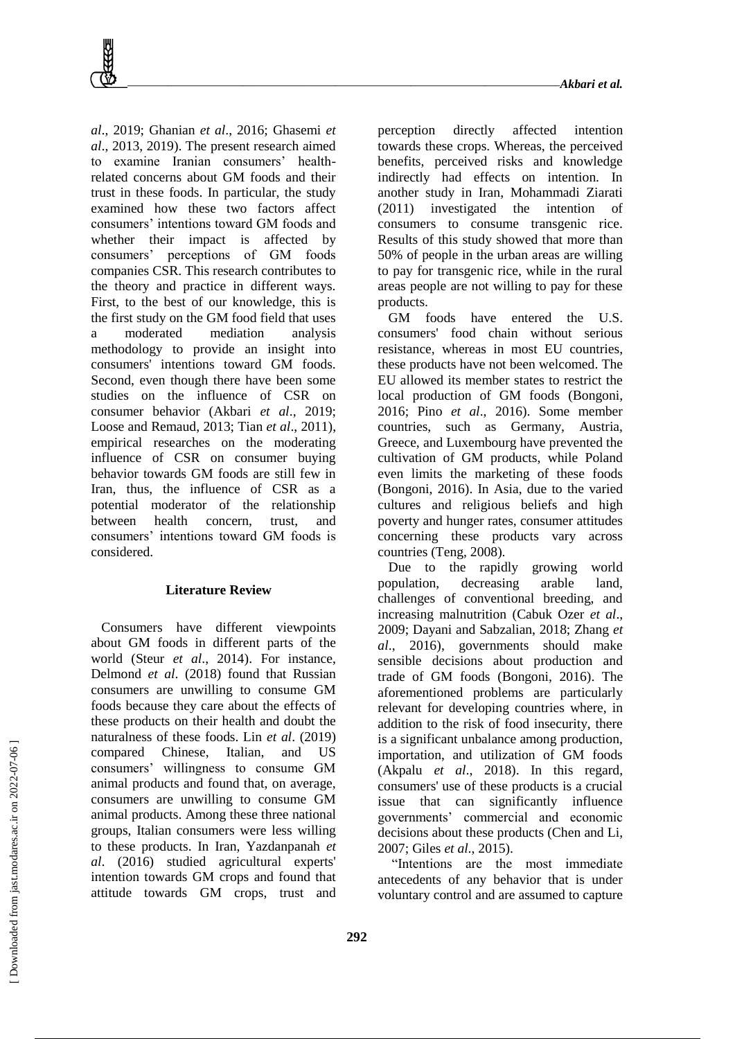*al*., 2019; Ghanian *et al*., 2016; Ghasemi *et al*., 2013, 2019). The present research aimed to examine Iranian consumers' health-related concerns about GM foods and their trust in these foods. In particular, the study examined how these two factors affect consumers' intentions toward GM foods and whether their impact is affected by consumers' perceptions of GM foods companies CSR. This research contributes to the theory and practice in different ways. First, to the best of our knowledge, this is the first study on the GM food field that uses a moderated mediation analysis methodology to provide an insight into consumers' intentions toward GM foods. Second, even though there have been some studies on the influence of CSR on consumer behavior (Akbari *et al*., 2019; Loose and Remaud, 2013; Tian *et al*., 2011), empirical researches on the moderating influence of CSR on consumer buying behavior towards GM foods are still few in Iran, thus, the influence of CSR as a potential moderator of the relationship between health concern, trust, and consumers' intentions toward GM foods is considered.

## Literature Review

Consumers have different viewpoints about GM foods in different parts of the world (Steur *et al*., 2014). For instance, Delmond *et al*. (2018) found that Russian consumers are unwilling to consume GM foods because they care about the effects of these products on their health and doubt the naturalness of these foods. Lin *et al*. (2019) compared Chinese, Italian, and US consumers' willingness to consume GM animal products and found that, on average, consumers are unwilling to consume GM animal products. Among these three national groups, Italian consumers were less willing to these products. In Iran, Yazdanpanah *et al*. (2016) studied agricultural experts' intention towards GM crops and found that attitude towards GM crops, trust and perception directly affected intention towards these crops. Whereas, the perceived benefits, perceived risks and knowledge indirectly had effects on intention. In another study in Iran, Mohammadi Ziarati (2011) investigated the intention of consumers to consume transgenic rice. Results of this study showed that more than 50% of people in the urban areas are willing to pay for transgenic rice, while in the rural areas people are not willing to pay for these products.

GM foods have entered the U.S. consumers' food chain without serious resistance, whereas in most EU countries, these products have not been welcomed. The EU allowed its member states to restrict the local production of GM foods (Bongoni, 2016; Pino *et al*., 2016). Some member countries, such as Germany, Austria, Greece, and Luxembourg have prevented the cultivation of GM products, while Poland even limits the marketing of these foods (Bongoni, 2016). In Asia, due to the varied cultures and religious beliefs and high poverty and hunger rates, consumer attitudes concerning these products vary across countries (Teng, 2008).

Due to the rapidly growing world population, decreasing arable land, challenges of conventional breeding, and increasing malnutrition (Cabuk Ozer *et al*., 2009; Dayani and Sabzalian, 2018; Zhang *et al*., 2016), governments should make sensible decisions about production and trade of GM foods (Bongoni, 2016). The aforementioned problems are particularly relevant for developing countries where, in addition to the risk of food insecurity, there is a significant unbalance among production, importation, and utilization of GM foods (Akpalu *et al*., 2018). In this regard, consumers' use of these products is a crucial issue that can significantly influence governments' commercial and economic decisions about these products (Chen and Li, 2007; Giles *et al*., 2015).

"Intentions are the most immediate antecedents of any behavior that is under voluntary control and are assumed to capture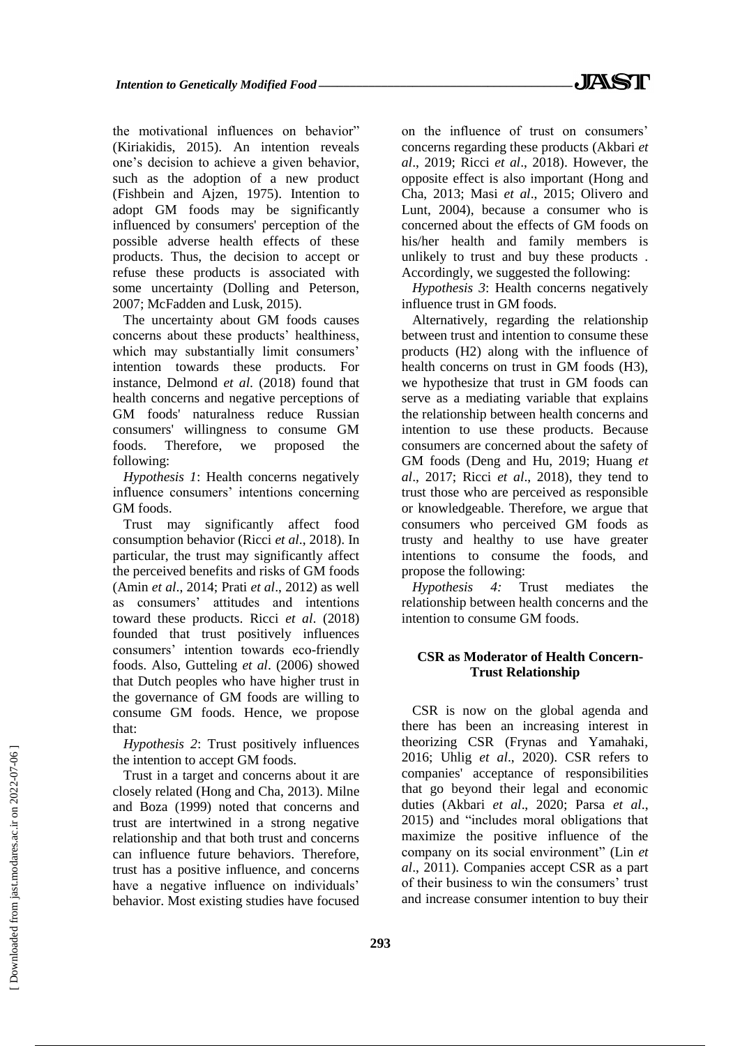the motivational influences on behavior" (Kiriakidis, 2015). An intention reveals one's decision to achieve a given behavior, such as the adoption of a new product (Fishbein and Ajzen, 1975). Intention to adopt GM foods may be significantly influenced by consumers' perception of the possible adverse health effects of these products. Thus, the decision to accept or refuse these products is associated with some uncertainty (Dolling and Peterson, 2007; McFadden and Lusk, 2015).

The uncertainty about GM foods causes concerns about these products' healthiness, which may substantially limit consumers' intention towards these products. For instance, Delmond *et al.* (2018) found that health concerns and negative perceptions of GM foods' naturalness reduce Russian consumers' willingness to consume GM foods. Therefore, we proposed the following:

*Hypothesis 1*: Health concerns negatively influence consumers' intentions concerning GM foods.

Trust may significantly affect food consumption behavior (Ricci *et al*., 2018). In particular, the trust may significantly affect the perceived benefits and risks of GM foods (Amin *et al*., 2014; Prati *et al*., 2012) as well as consumers' attitudes and intentions toward these products. Ricci *et al*. (2018) founded that trust positively influences consumers' intention towards eco-friendly foods. Also, Gutteling *et al*. (2006) showed that Dutch peoples who have higher trust in the governance of GM foods are willing to consume GM foods. Hence, we propose that:

*Hypothesis 2*: Trust positively influences the intention to accept GM foods.

Trust in a target and concerns about it are closely related (Hong and Cha, 2013). Milne and Boza (1999) noted that concerns and trust are intertwined in a strong negative relationship and that both trust and concerns can influence future behaviors. Therefore, trust has a positive influence, and concerns have a negative influence on individuals' behavior. Most existing studies have focused on the influence of trust on consumers' concerns regarding these products (Akbari *et al*., 2019; Ricci *et al*., 2018). However, the opposite effect is also important (Hong and Cha, 2013; Masi *et al*., 2015; Olivero and Lunt, 2004), because a consumer who is concerned about the effects of GM foods on his/her health and family members is unlikely to trust and buy these products . Accordingly, we suggested the following:

*Hypothesis 3*: Health concerns negatively influence trust in GM foods.

Alternatively, regarding the relationship between trust and intention to consume these products (H2) along with the influence of health concerns on trust in GM foods (H3), we hypothesize that trust in GM foods can serve as a mediating variable that explains the relationship between health concerns and intention to use these products. Because consumers are concerned about the safety of GM foods (Deng and Hu, 2019; Huang *et al*., 2017; Ricci *et al*., 2018), they tend to trust those who are perceived as responsible or knowledgeable. Therefore, we argue that consumers who perceived GM foods as trusty and healthy to use have greater intentions to consume the foods, and propose the following:

*Hypothesis 4:* Trust mediates the relationship between health concerns and the intention to consume GM foods.

## CSR as Moderator of Health Concern-Trust Relationship

CSR is now on the global agenda and there has been an increasing interest in theorizing CSR (Frynas and Yamahaki, 2016; Uhlig *et al*., 2020). CSR refers to companies' acceptance of responsibilities that go beyond their legal and economic duties (Akbari *et al*., 2020; Parsa *et al*., 2015) and "includes moral obligations that maximize the positive influence of the company on its social environment" (Lin *et al*., 2011). Companies accept CSR as a part of their business to win the consumers' trust and increase consumer intention to buy their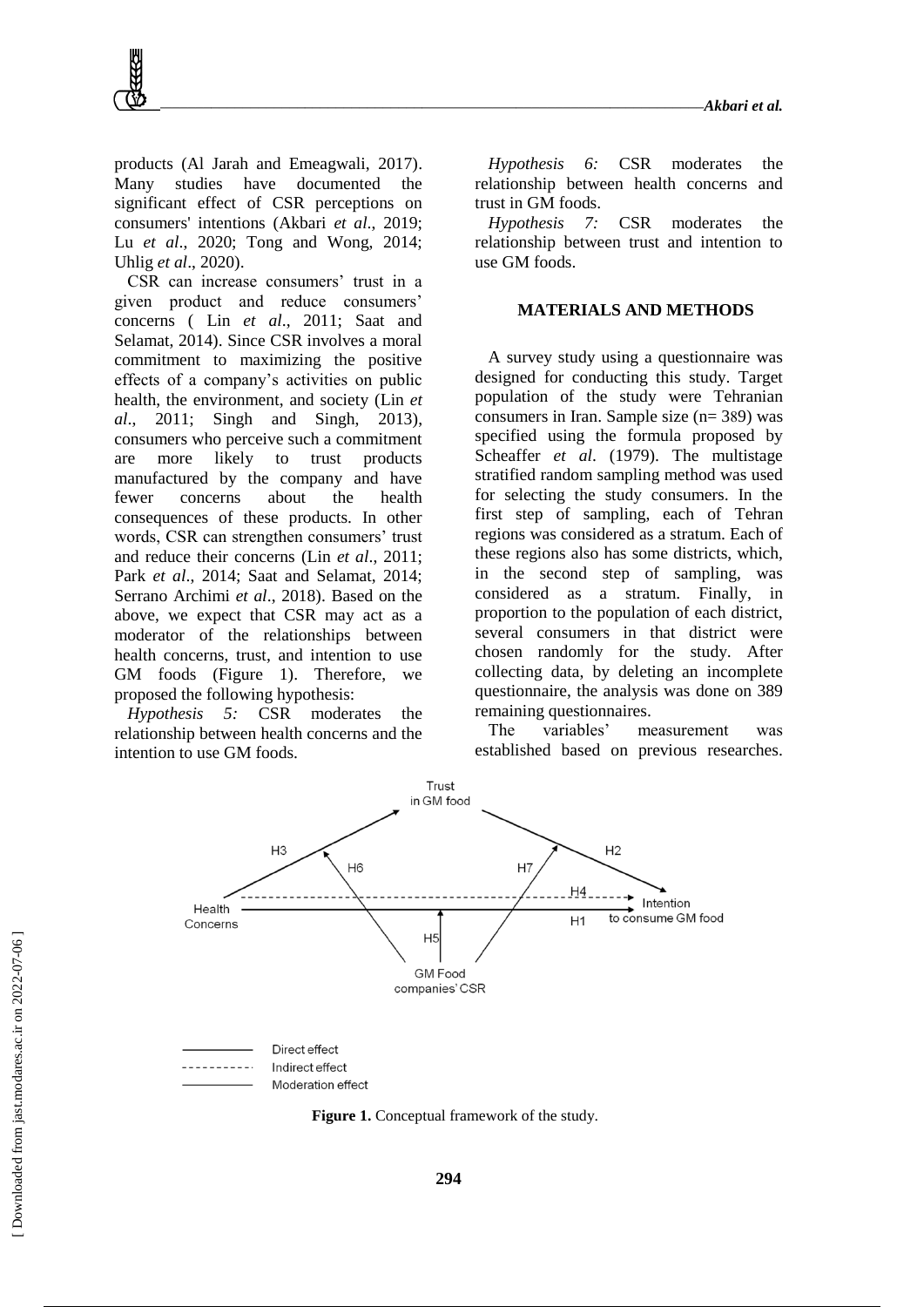products (Al Jarah and Emeagwali, 2017). Many studies have documented the significant effect of CSR perceptions on consumers' intentions (Akbari *et al*., 2019; Lu *et al*., 2020; Tong and Wong, 2014; Uhlig *et al*., 2020).

CSR can increase consumers' trust in a given product and reduce consumers' concerns ( Lin *et al*., 2011; Saat and Selamat, 2014). Since CSR involves a moral commitment to maximizing the positive effects of a company's activities on public health, the environment, and society (Lin *et al*., 2011; Singh and Singh, 2013), consumers who perceive such a commitment are more likely to trust products manufactured by the company and have fewer concerns about the health consequences of these products. In other words, CSR can strengthen consumers' trust and reduce their concerns (Lin *et al*., 2011; Park *et al*., 2014; Saat and Selamat, 2014; Serrano Archimi *et al*., 2018). Based on the above, we expect that CSR may act as a moderator of the relationships between health concerns, trust, and intention to use GM foods (Figure 1). Therefore, we proposed the following hypothesis:

*Hypothesis 5:* CSR moderates the relationship between health concerns and the intention to use GM foods.

*Hypothesis 6:* CSR moderates the relationship between health concerns and trust in GM foods.

*Hypothesis 7:* CSR moderates the relationship between trust and intention to use GM foods.

## MATERIALS AND METHODS

A survey study using a questionnaire was designed for conducting this study. Target population of the study were Tehranian consumers in Iran. Sample size (n= 389) was specified using the formula proposed by Scheaffer *et al*. (1979). The multistage stratified random sampling method was used for selecting the study consumers. In the first step of sampling, each of Tehran regions was considered as a stratum. Each of these regions also has some districts, which, in the second step of sampling, was considered as a stratum. Finally, in proportion to the population of each district, several consumers in that district were chosen randomly for the study. After collecting data, by deleting an incomplete questionnaire, the analysis was done on 389 remaining questionnaires.

The variables' measurement was established based on previous researches.

**Figure 1.** Conceptual framework of the study.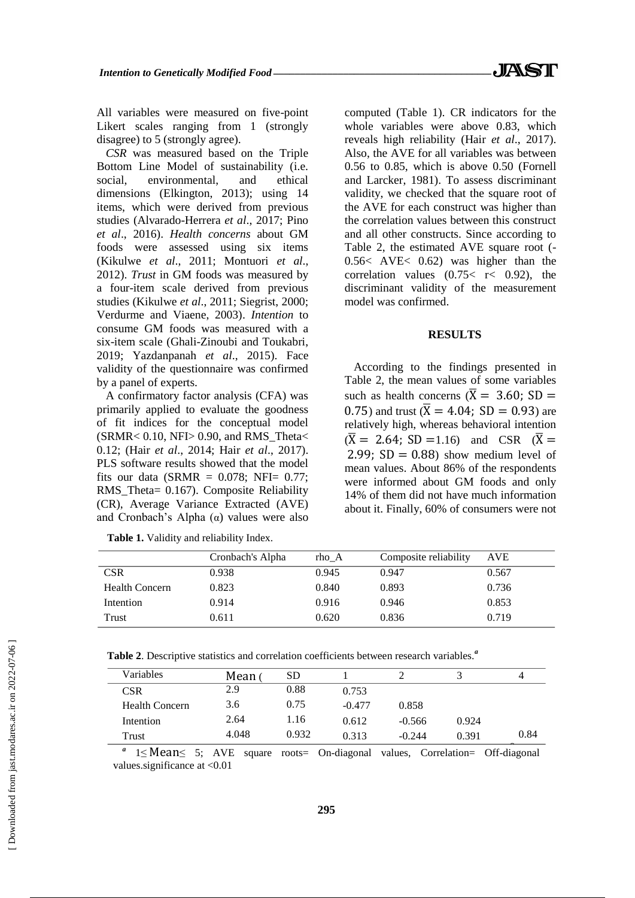All variables were measured on five-point Likert scales ranging from 1 (strongly disagree) to 5 (strongly agree).

*CSR* was measured based on the Triple Bottom Line Model of sustainability (i.e. social, environmental, and ethical dimensions (Elkington, 2013); using 14 items, which were derived from previous studies (Alvarado-Herrera *et al*., 2017; Pino *et al*., 2016). *Health concerns* about GM foods were assessed using six items (Kikulwe *et al*., 2011; Montuori *et al*., 2012). *Trust* in GM foods was measured by a four-item scale derived from previous studies (Kikulwe *et al*., 2011; Siegrist, 2000; Verdurme and Viaene, 2003). *Intention* to consume GM foods was measured with a six-item scale (Ghali-Zinoubi and Toukabri, 2019; Yazdanpanah *et al*., 2015). Face validity of the questionnaire was confirmed by a panel of experts.

A confirmatory factor analysis (CFA) was primarily applied to evaluate the goodness of fit indices for the conceptual model (SRMR< 0.10, NFI> 0.90, and RMS_Theta< 0.12; (Hair *et al*., 2014; Hair *et al*., 2017). PLS software results showed that the model fits our data (SRMR = 0.078; NFI= 0.77; RMS_Theta= 0.167). Composite Reliability (CR), Average Variance Extracted (AVE) and Cronbach's Alpha (α) values were also computed (Table 1). CR indicators for the whole variables were above 0.83, which reveals high reliability (Hair *et al*., 2017). Also, the AVE for all variables was between 0.56 to 0.85, which is above 0.50 (Fornell and Larcker, 1981). To assess discriminant validity, we checked that the square root of the AVE for each construct was higher than the correlation values between this construct and all other constructs. Since according to Table 2, the estimated AVE square root (-0.56< AVE< 0.62) was higher than the correlation values (0.75< r< 0.92), the discriminant validity of the measurement model was confirmed.

## RESULTS

According to the findings presented in Table 2, the mean values of some variables such as health concerns ($\bar{X} = 3.60$; $SD = 0.75$) and trust ($\bar{X} = 4.04$; $SD = 0.93$) are relatively high, whereas behavioral intention ($\bar{X} = 2.64$; $SD = 1.16$) and CSR ($\bar{X} = 2.99$; $SD = 0.88$) show medium level of mean values. About 86% of the respondents were informed about GM foods and only 14% of them did not have much information about it. Finally, 60% of consumers were not

**Table 1.** Validity and reliability Index.

| | Cronbach's Alpha | rho_A | Composite reliability | AVE |
|---|---|---|---|---|
| CSR | 0.938 | 0.945 | 0.947 | 0.567 |
| Health Concern | 0.823 | 0.840 | 0.893 | 0.736 |
| Intention | 0.914 | 0.916 | 0.946 | 0.853 |
| Trust | 0.611 | 0.620 | 0.836 | 0.719 |

**Table 2**. Descriptive statistics and correlation coefficients between research variables.[a]

| Variables | Mean ( | SD | 1 | 2 | 3 | 4 |
|---|---|---|---|---|---|---|
| CSR | 2.9 | 0.88 | 0.753 | | | |
| Health Concern | 3.6 | 0.75 | -0.477 | 0.858 | | |
| Intention | 2.64 | 1.16 | 0.612 | -0.566 | 0.924 | |
| Trust | 4.048 | 0.932 | 0.313 | -0.244 | 0.391 | 0.84 |

[a] $1 \leq \text{Mean} \leq 5$; AVE square roots= On-diagonal values, Correlation= Off-diagonal values.significance at <0.01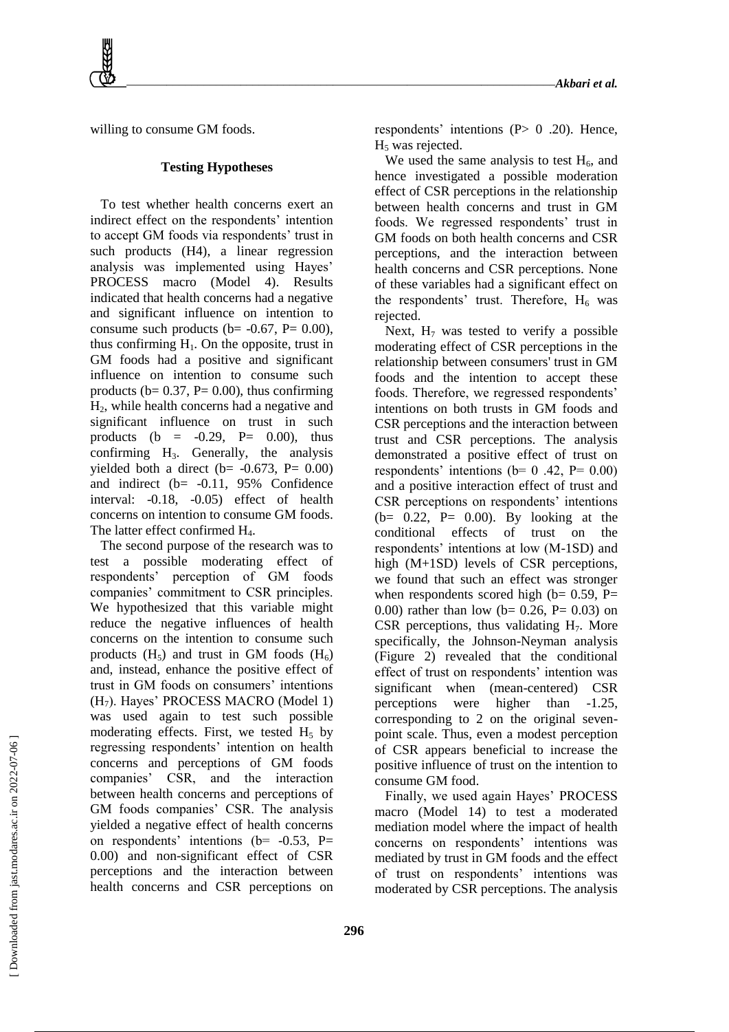willing to consume GM foods.

### Testing Hypotheses

To test whether health concerns exert an indirect effect on the respondents' intention to accept GM foods via respondents' trust in such products (H4), a linear regression analysis was implemented using Hayes' PROCESS macro (Model 4). Results indicated that health concerns had a negative and significant influence on intention to consume such products ($b= -0.67$, $P= 0.00$), thus confirming $H_1$. On the opposite, trust in GM foods had a positive and significant influence on intention to consume such products ($b= 0.37$, $P= 0.00$), thus confirming $H_2$, while health concerns had a negative and significant influence on trust in such products ($b = -0.29$, $P= 0.00$), thus confirming $H_3$. Generally, the analysis yielded both a direct ($b= -0.673$, $P= 0.00$) and indirect ($b= -0.11$, 95% Confidence interval: -0.18, -0.05) effect of health concerns on intention to consume GM foods. The latter effect confirmed $H_4$.

The second purpose of the research was to test a possible moderating effect of respondents' perception of GM foods companies' commitment to CSR principles. We hypothesized that this variable might reduce the negative influences of health concerns on the intention to consume such products ($H_5$) and trust in GM foods ($H_6$) and, instead, enhance the positive effect of trust in GM foods on consumers' intentions ($H_7$). Hayes' PROCESS MACRO (Model 1) was used again to test such possible moderating effects. First, we tested $H_5$ by regressing respondents' intention on health concerns and perceptions of GM foods companies' CSR, and the interaction between health concerns and perceptions of GM foods companies' CSR. The analysis yielded a negative effect of health concerns on respondents' intentions ($b= -0.53$, $P= 0.00$) and non-significant effect of CSR perceptions and the interaction between health concerns and CSR perceptions on respondents' intentions ($P> 0 .20$). Hence, $H_5$ was rejected.

We used the same analysis to test $H_6$, and hence investigated a possible moderation effect of CSR perceptions in the relationship between health concerns and trust in GM foods. We regressed respondents' trust in GM foods on both health concerns and CSR perceptions, and the interaction between health concerns and CSR perceptions. None of these variables had a significant effect on the respondents' trust. Therefore, $H_6$ was rejected.

Next, $H_7$ was tested to verify a possible moderating effect of CSR perceptions in the relationship between consumers' trust in GM foods and the intention to accept these foods. Therefore, we regressed respondents' intentions on both trusts in GM foods and CSR perceptions and the interaction between trust and CSR perceptions. The analysis demonstrated a positive effect of trust on respondents' intentions ($b= 0 .42$, $P= 0.00$) and a positive interaction effect of trust and CSR perceptions on respondents' intentions ($b= 0.22$, $P= 0.00$). By looking at the conditional effects of trust on the respondents' intentions at low (M-1SD) and high (M+1SD) levels of CSR perceptions, we found that such an effect was stronger when respondents scored high ($b= 0.59$, $P= 0.00$) rather than low ($b= 0.26$, $P= 0.03$) on CSR perceptions, thus validating $H_7$. More specifically, the Johnson-Neyman analysis (Figure 2) revealed that the conditional effect of trust on respondents' intention was significant when (mean-centered) CSR perceptions were higher than -1.25, corresponding to 2 on the original seven-point scale. Thus, even a modest perception of CSR appears beneficial to increase the positive influence of trust on the intention to consume GM food.

Finally, we used again Hayes' PROCESS macro (Model 14) to test a moderated mediation model where the impact of health concerns on respondents' intentions was mediated by trust in GM foods and the effect of trust on respondents' intentions was moderated by CSR perceptions. The analysis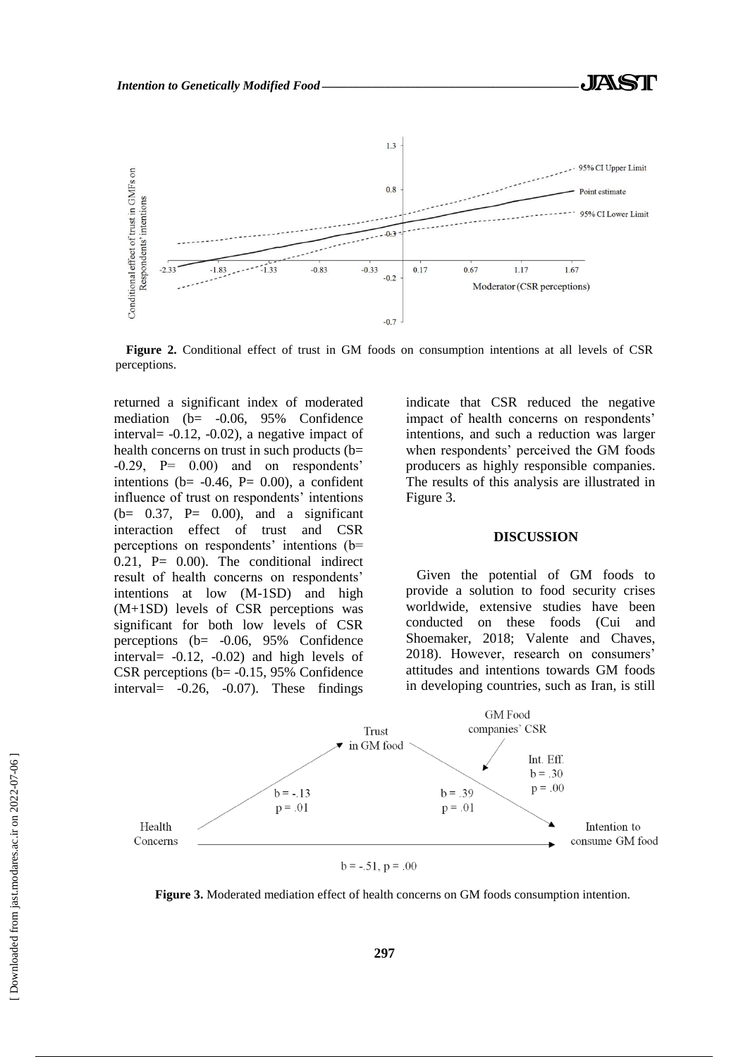**Figure 2.** Conditional effect of trust in GM foods on consumption intentions at all levels of CSR perceptions.

returned a significant index of moderated mediation (b= -0.06, 95% Confidence interval= -0.12, -0.02), a negative impact of health concerns on trust in such products (b= -0.29, P= 0.00) and on respondents' intentions (b= -0.46, P= 0.00), a confident influence of trust on respondents' intentions (b= 0.37, P= 0.00), and a significant interaction effect of trust and CSR perceptions on respondents' intentions (b= 0.21, P= 0.00). The conditional indirect result of health concerns on respondents' intentions at low (M-1SD) and high (M+1SD) levels of CSR perceptions was significant for both low levels of CSR perceptions (b= -0.06, 95% Confidence interval= -0.12, -0.02) and high levels of CSR perceptions (b= -0.15, 95% Confidence interval= -0.26, -0.07). These findings indicate that CSR reduced the negative impact of health concerns on respondents' intentions, and such a reduction was larger when respondents' perceived the GM foods producers as highly responsible companies. The results of this analysis are illustrated in Figure 3.

## DISCUSSION

Given the potential of GM foods to provide a solution to food security crises worldwide, extensive studies have been conducted on these foods (Cui and Shoemaker, 2018; Valente and Chaves, 2018). However, research on consumers' attitudes and intentions towards GM foods in developing countries, such as Iran, is still

**Figure 3.** Moderated mediation effect of health concerns on GM foods consumption intention.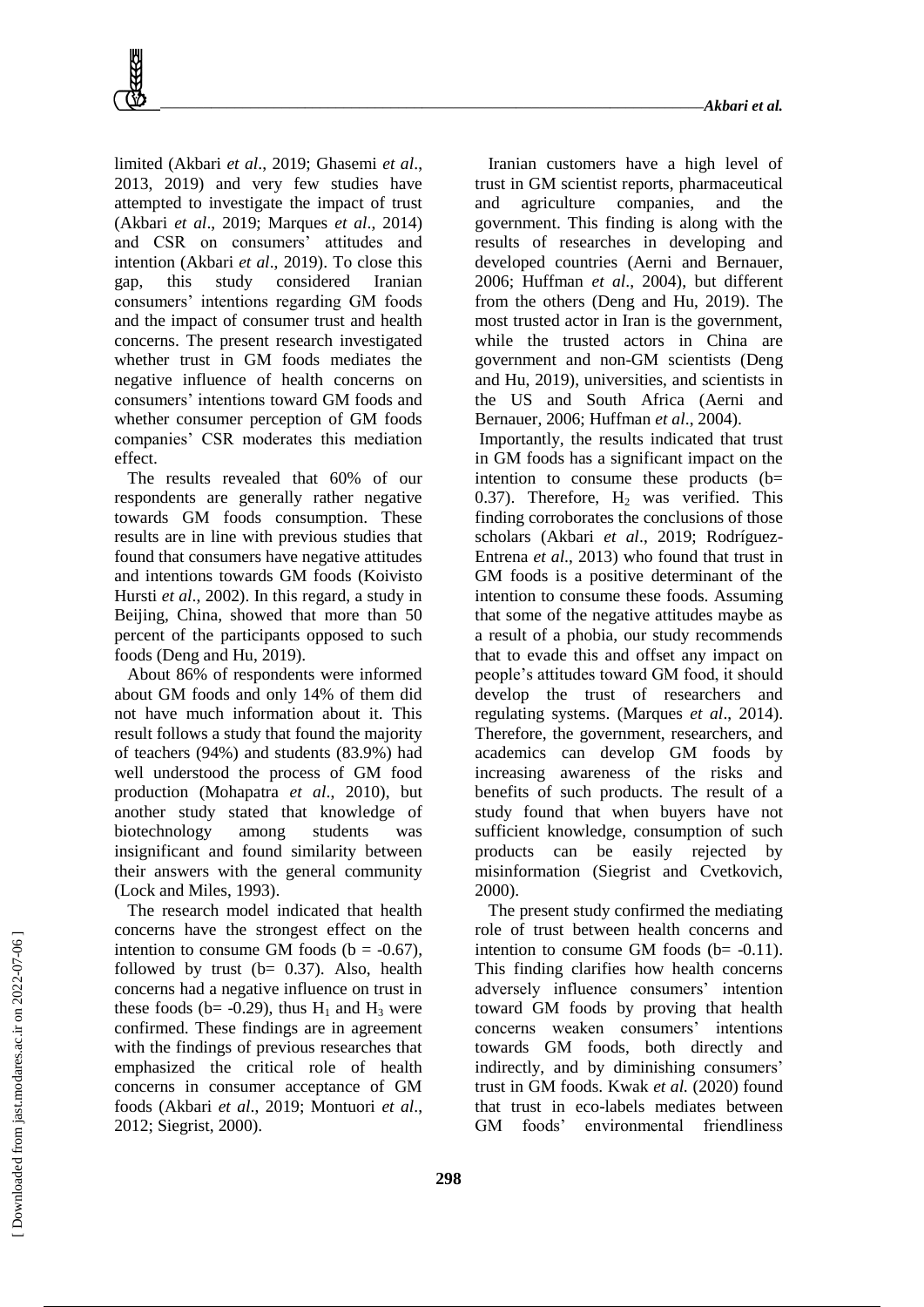limited (Akbari *et al*., 2019; Ghasemi *et al*., 2013, 2019) and very few studies have attempted to investigate the impact of trust (Akbari *et al*., 2019; Marques *et al*., 2014) and CSR on consumers' attitudes and intention (Akbari *et al*., 2019). To close this gap, this study considered Iranian consumers' intentions regarding GM foods and the impact of consumer trust and health concerns. The present research investigated whether trust in GM foods mediates the negative influence of health concerns on consumers' intentions toward GM foods and whether consumer perception of GM foods companies' CSR moderates this mediation effect.

The results revealed that 60% of our respondents are generally rather negative towards GM foods consumption. These results are in line with previous studies that found that consumers have negative attitudes and intentions towards GM foods (Koivisto Hursti *et al*., 2002). In this regard, a study in Beijing, China, showed that more than 50 percent of the participants opposed to such foods (Deng and Hu, 2019).

About 86% of respondents were informed about GM foods and only 14% of them did not have much information about it. This result follows a study that found the majority of teachers (94%) and students (83.9%) had well understood the process of GM food production (Mohapatra *et al*., 2010), but another study stated that knowledge of biotechnology among students was insignificant and found similarity between their answers with the general community (Lock and Miles, 1993).

The research model indicated that health concerns have the strongest effect on the intention to consume GM foods ($b = -0.67$), followed by trust ($b = 0.37$). Also, health concerns had a negative influence on trust in these foods ($b = -0.29$), thus $H_1$ and $H_3$ were confirmed. These findings are in agreement with the findings of previous researches that emphasized the critical role of health concerns in consumer acceptance of GM foods (Akbari *et al*., 2019; Montuori *et al*., 2012; Siegrist, 2000).

Iranian customers have a high level of trust in GM scientist reports, pharmaceutical and agriculture companies, and the government. This finding is along with the results of researches in developing and developed countries (Aerni and Bernauer, 2006; Huffman *et al*., 2004), but different from the others (Deng and Hu, 2019). The most trusted actor in Iran is the government, while the trusted actors in China are government and non-GM scientists (Deng and Hu, 2019), universities, and scientists in the US and South Africa (Aerni and Bernauer, 2006; Huffman *et al*., 2004).

Importantly, the results indicated that trust in GM foods has a significant impact on the intention to consume these products ($b = 0.37$). Therefore, $H_2$ was verified. This finding corroborates the conclusions of those scholars (Akbari *et al*., 2019; Rodríguez-Entrena *et al*., 2013) who found that trust in GM foods is a positive determinant of the intention to consume these foods. Assuming that some of the negative attitudes maybe as a result of a phobia, our study recommends that to evade this and offset any impact on people's attitudes toward GM food, it should develop the trust of researchers and regulating systems. (Marques *et al*., 2014). Therefore, the government, researchers, and academics can develop GM foods by increasing awareness of the risks and benefits of such products. The result of a study found that when buyers have not sufficient knowledge, consumption of such products can be easily rejected by misinformation (Siegrist and Cvetkovich, 2000).

The present study confirmed the mediating role of trust between health concerns and intention to consume GM foods ($b = -0.11$). This finding clarifies how health concerns adversely influence consumers' intention toward GM foods by proving that health concerns weaken consumers' intentions towards GM foods, both directly and indirectly, and by diminishing consumers' trust in GM foods. Kwak *et al.* (2020) found that trust in eco-labels mediates between GM foods' environmental friendliness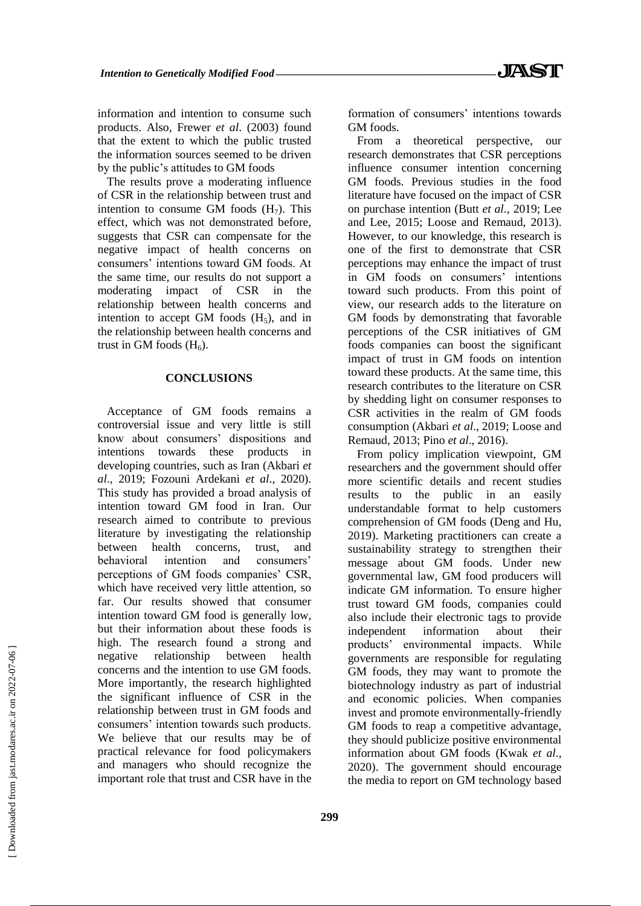information and intention to consume such products. Also, Frewer *et al*. (2003) found that the extent to which the public trusted the information sources seemed to be driven by the public's attitudes to GM foods

The results prove a moderating influence of CSR in the relationship between trust and intention to consume GM foods ($H_7$). This effect, which was not demonstrated before, suggests that CSR can compensate for the negative impact of health concerns on consumers' intentions toward GM foods. At the same time, our results do not support a moderating impact of CSR in the relationship between health concerns and intention to accept GM foods ($H_5$), and in the relationship between health concerns and trust in GM foods ($H_6$).

## CONCLUSIONS

Acceptance of GM foods remains a controversial issue and very little is still know about consumers' dispositions and intentions towards these products in developing countries, such as Iran (Akbari *et al*., 2019; Fozouni Ardekani *et al*., 2020). This study has provided a broad analysis of intention toward GM food in Iran. Our research aimed to contribute to previous literature by investigating the relationship between health concerns, trust, and behavioral intention and consumers' perceptions of GM foods companies' CSR, which have received very little attention, so far. Our results showed that consumer intention toward GM food is generally low, but their information about these foods is high. The research found a strong and negative relationship between health concerns and the intention to use GM foods. More importantly, the research highlighted the significant influence of CSR in the relationship between trust in GM foods and consumers' intention towards such products. We believe that our results may be of practical relevance for food policymakers and managers who should recognize the important role that trust and CSR have in the formation of consumers' intentions towards GM foods.

From a theoretical perspective, our research demonstrates that CSR perceptions influence consumer intention concerning GM foods. Previous studies in the food literature have focused on the impact of CSR on purchase intention (Butt *et al*., 2019; Lee and Lee, 2015; Loose and Remaud, 2013). However, to our knowledge, this research is one of the first to demonstrate that CSR perceptions may enhance the impact of trust in GM foods on consumers' intentions toward such products. From this point of view, our research adds to the literature on GM foods by demonstrating that favorable perceptions of the CSR initiatives of GM foods companies can boost the significant impact of trust in GM foods on intention toward these products. At the same time, this research contributes to the literature on CSR by shedding light on consumer responses to CSR activities in the realm of GM foods consumption (Akbari *et al*., 2019; Loose and Remaud, 2013; Pino *et al*., 2016).

From policy implication viewpoint, GM researchers and the government should offer more scientific details and recent studies results to the public in an easily understandable format to help customers comprehension of GM foods (Deng and Hu, 2019). Marketing practitioners can create a sustainability strategy to strengthen their message about GM foods. Under new governmental law, GM food producers will indicate GM information. To ensure higher trust toward GM foods, companies could also include their electronic tags to provide independent information about their products' environmental impacts. While governments are responsible for regulating GM foods, they may want to promote the biotechnology industry as part of industrial and economic policies. When companies invest and promote environmentally-friendly GM foods to reap a competitive advantage, they should publicize positive environmental information about GM foods (Kwak *et al*., 2020). The government should encourage the media to report on GM technology based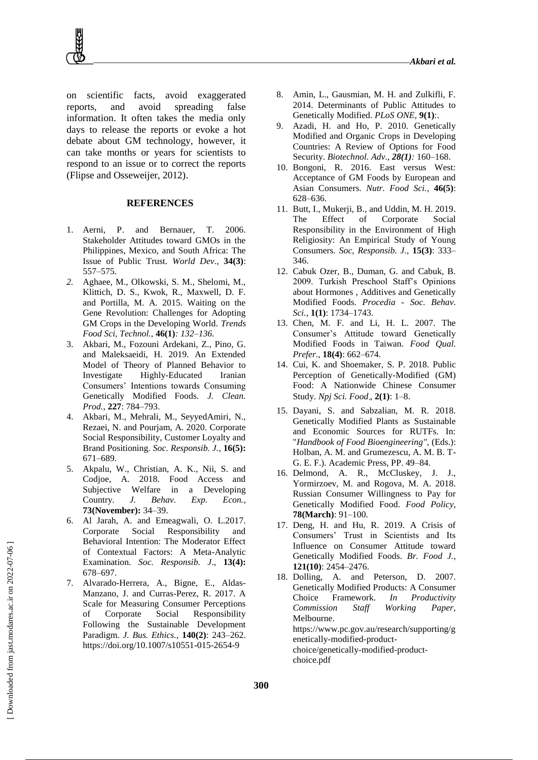on scientific facts, avoid exaggerated reports, and avoid spreading false information. It often takes the media only days to release the reports or evoke a hot debate about GM technology, however, it can take months or years for scientists to respond to an issue or to correct the reports (Flipse and Osseweijer, 2012).

## REFERENCES

1. Aerni, P. and Bernauer, T. 2006. Stakeholder Attitudes toward GMOs in the Philippines, Mexico, and South Africa: The Issue of Public Trust. *World Dev*., **34(3)**: 557–575.
2. Aghaee, M., Olkowski, S. M., Shelomi, M., Klittich, D. S., Kwok, R., Maxwell, D. F. and Portilla, M. A. 2015. Waiting on the Gene Revolution: Challenges for Adopting GM Crops in the Developing World. *Trends Food Sci, Technol.,* **46(1)***: 132–136.*
3. Akbari, M., Fozouni Ardekani, Z., Pino, G. and Maleksaeidi, H. 2019. An Extended Model of Theory of Planned Behavior to Investigate Highly-Educated Iranian Consumers' Intentions towards Consuming Genetically Modified Foods. *J. Clean. Prod.*, **227**: 784–793.
4. Akbari, M., Mehrali, M., SeyyedAmiri, N., Rezaei, N. and Pourjam, A. 2020. Corporate Social Responsibility, Customer Loyalty and Brand Positioning. *Soc. Responsib. J.*, **16(5):** 671–689.
5. Akpalu, W., Christian, A. K., Nii, S. and Codjoe, A. 2018. Food Access and Subjective Welfare in a Developing Country. *J. Behav. Exp. Econ.*, **73(November):** 34–39.
6. Al Jarah, A. and Emeagwali, O. L.2017. Corporate Social Responsibility and Behavioral Intention: The Moderator Effect of Contextual Factors: A Meta-Analytic Examination. *Soc. Responsib. J*., **13(4):** 678–697.
7. Alvarado-Herrera, A., Bigne, E., Aldas-Manzano, J. and Curras-Perez, R. 2017. A Scale for Measuring Consumer Perceptions of Corporate Social Responsibility Following the Sustainable Development Paradigm. *J. Bus. Ethics.*, **140(2)**: 243–262. https://doi.org/10.1007/s10551-015-2654-9
8. Amin, L., Gausmian, M. H. and Zulkifli, F. 2014. Determinants of Public Attitudes to Genetically Modified. *PLoS ONE*, **9(1)**:.
9. Azadi, H. and Ho, P. 2010. Genetically Modified and Organic Crops in Developing Countries: A Review of Options for Food Security. *Biotechnol. Adv*., ***28(1)****:* 160–168.
10. Bongoni, R. 2016. East versus West: Acceptance of GM Foods by European and Asian Consumers. *Nutr. Food Sci.*, **46(5)**: 628–636.
11. Butt, I., Mukerji, B., and Uddin, M. H. 2019. The Effect of Corporate Social Responsibility in the Environment of High Religiosity: An Empirical Study of Young Consumers. *Soc, Responsib. J.,* **15(3)**: 333–346.
12. Cabuk Ozer, B., Duman, G. and Cabuk, B. 2009. Turkish Preschool Staff's Opinions about Hormones , Additives and Genetically Modified Foods. *Procedia - Soc. Behav. Sci.*, **1(1)**: 1734–1743.
13. Chen, M. F. and Li, H. L. 2007. The Consumer's Attitude toward Genetically Modified Foods in Taiwan. *Food Qual. Prefer*., **18(4)**: 662–674.
14. Cui, K. and Shoemaker, S. P. 2018. Public Perception of Genetically-Modified (GM) Food: A Nationwide Chinese Consumer Study. *Npj Sci. Food*., **2(1)**: 1–8.
15. Dayani, S. and Sabzalian, M. R. 2018. Genetically Modified Plants as Sustainable and Economic Sources for RUTFs. In: "*Handbook of Food Bioengineering"*, (Eds.): Holban, A. M. and Grumezescu, A. M. B. T-G. E. F.). Academic Press, PP. 49–84.
16. Delmond, A. R., McCluskey, J. J., Yormirzoev, M. and Rogova, M. A. 2018. Russian Consumer Willingness to Pay for Genetically Modified Food. *Food Policy,* **78(March)**: 91–100.
17. Deng, H. and Hu, R. 2019. A Crisis of Consumers' Trust in Scientists and Its Influence on Consumer Attitude toward Genetically Modified Foods. *Br. Food J.,* **121(10)**: 2454–2476.
18. Dolling, A. and Peterson, D. 2007. Genetically Modified Products: A Consumer Choice Framework. *In Productivity Commission Staff Working Paper*, Melbourne. https://www.pc.gov.au/research/supporting/genetically-modified-product-choice/genetically-modified-product-choice.pdf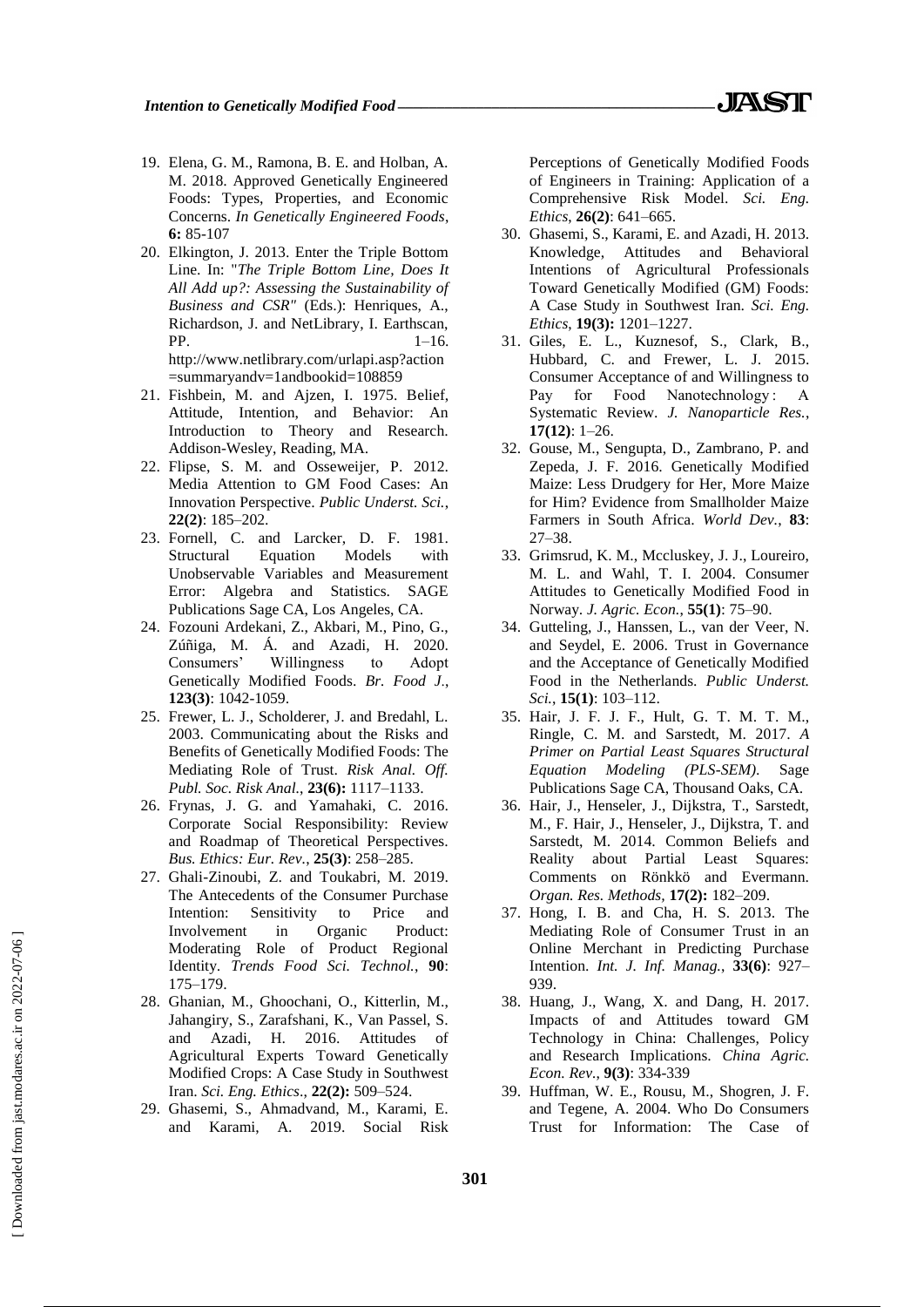19. Elena, G. M., Ramona, B. E. and Holban, A. M. 2018. Approved Genetically Engineered Foods: Types, Properties, and Economic Concerns. *In Genetically Engineered Foods*, **6:** 85-107
20. Elkington, J. 2013. Enter the Triple Bottom Line. In: "*The Triple Bottom Line, Does It All Add up?: Assessing the Sustainability of Business and CSR"* (Eds.): Henriques, A., Richardson, J. and NetLibrary, I. Earthscan, PP. 1–16. http://www.netlibrary.com/urlapi.asp?action=summaryandv=1andbookid=108859
21. Fishbein, M. and Ajzen, I. 1975. Belief, Attitude, Intention, and Behavior: An Introduction to Theory and Research. Addison-Wesley, Reading, MA.
22. Flipse, S. M. and Osseweijer, P. 2012. Media Attention to GM Food Cases: An Innovation Perspective. *Public Underst. Sci.*, **22(2)**: 185–202.
23. Fornell, C. and Larcker, D. F. 1981. Structural Equation Models with Unobservable Variables and Measurement Error: Algebra and Statistics. SAGE Publications Sage CA, Los Angeles, CA.
24. Fozouni Ardekani, Z., Akbari, M., Pino, G., Zúñiga, M. Á. and Azadi, H. 2020. Consumers' Willingness to Adopt Genetically Modified Foods. *Br. Food J*., **123(3)**: 1042-1059.
25. Frewer, L. J., Scholderer, J. and Bredahl, L. 2003. Communicating about the Risks and Benefits of Genetically Modified Foods: The Mediating Role of Trust. *Risk Anal. Off. Publ. Soc. Risk Anal*., **23(6):** 1117–1133.
26. Frynas, J. G. and Yamahaki, C. 2016. Corporate Social Responsibility: Review and Roadmap of Theoretical Perspectives. *Bus. Ethics: Eur. Rev.*, **25(3)**: 258–285.
27. Ghali-Zinoubi, Z. and Toukabri, M. 2019. The Antecedents of the Consumer Purchase Intention: Sensitivity to Price and Involvement in Organic Product: Moderating Role of Product Regional Identity. *Trends Food Sci. Technol.*, **90**: 175–179.
28. Ghanian, M., Ghoochani, O., Kitterlin, M., Jahangiry, S., Zarafshani, K., Van Passel, S. and Azadi, H. 2016. Attitudes of Agricultural Experts Toward Genetically Modified Crops: A Case Study in Southwest Iran. *Sci. Eng. Ethics*., **22(2):** 509–524.
29. Ghasemi, S., Ahmadvand, M., Karami, E. and Karami, A. 2019. Social Risk Perceptions of Genetically Modified Foods of Engineers in Training: Application of a Comprehensive Risk Model. *Sci. Eng. Ethics*, **26(2)**: 641–665.
30. Ghasemi, S., Karami, E. and Azadi, H. 2013. Knowledge, Attitudes and Behavioral Intentions of Agricultural Professionals Toward Genetically Modified (GM) Foods: A Case Study in Southwest Iran. *Sci. Eng. Ethics*, **19(3):** 1201–1227.
31. Giles, E. L., Kuznesof, S., Clark, B., Hubbard, C. and Frewer, L. J. 2015. Consumer Acceptance of and Willingness to Pay for Food Nanotechnology : A Systematic Review. *J. Nanoparticle Res.*, **17(12)**: 1–26.
32. Gouse, M., Sengupta, D., Zambrano, P. and Zepeda, J. F. 2016. Genetically Modified Maize: Less Drudgery for Her, More Maize for Him? Evidence from Smallholder Maize Farmers in South Africa. *World Dev.*, **83**: 27–38.
33. Grimsrud, K. M., Mccluskey, J. J., Loureiro, M. L. and Wahl, T. I. 2004. Consumer Attitudes to Genetically Modified Food in Norway. *J. Agric. Econ.*, **55(1)**: 75–90.
34. Gutteling, J., Hanssen, L., van der Veer, N. and Seydel, E. 2006. Trust in Governance and the Acceptance of Genetically Modified Food in the Netherlands. *Public Underst. Sci.*, **15(1)**: 103–112.
35. Hair, J. F. J. F., Hult, G. T. M. T. M., Ringle, C. M. and Sarstedt, M. 2017. *A Primer on Partial Least Squares Structural Equation Modeling (PLS-SEM)*. Sage Publications Sage CA, Thousand Oaks, CA.
36. Hair, J., Henseler, J., Dijkstra, T., Sarstedt, M., F. Hair, J., Henseler, J., Dijkstra, T. and Sarstedt, M. 2014. Common Beliefs and Reality about Partial Least Squares: Comments on Rönkkö and Evermann. *Organ. Res. Methods*, **17(2):** 182–209.
37. Hong, I. B. and Cha, H. S. 2013. The Mediating Role of Consumer Trust in an Online Merchant in Predicting Purchase Intention. *Int. J. Inf. Manag.*, **33(6)**: 927–939.
38. Huang, J., Wang, X. and Dang, H. 2017. Impacts of and Attitudes toward GM Technology in China: Challenges, Policy and Research Implications. *China Agric. Econ. Rev*., **9(3)**: 334-339
39. Huffman, W. E., Rousu, M., Shogren, J. F. and Tegene, A. 2004. Who Do Consumers Trust for Information: The Case of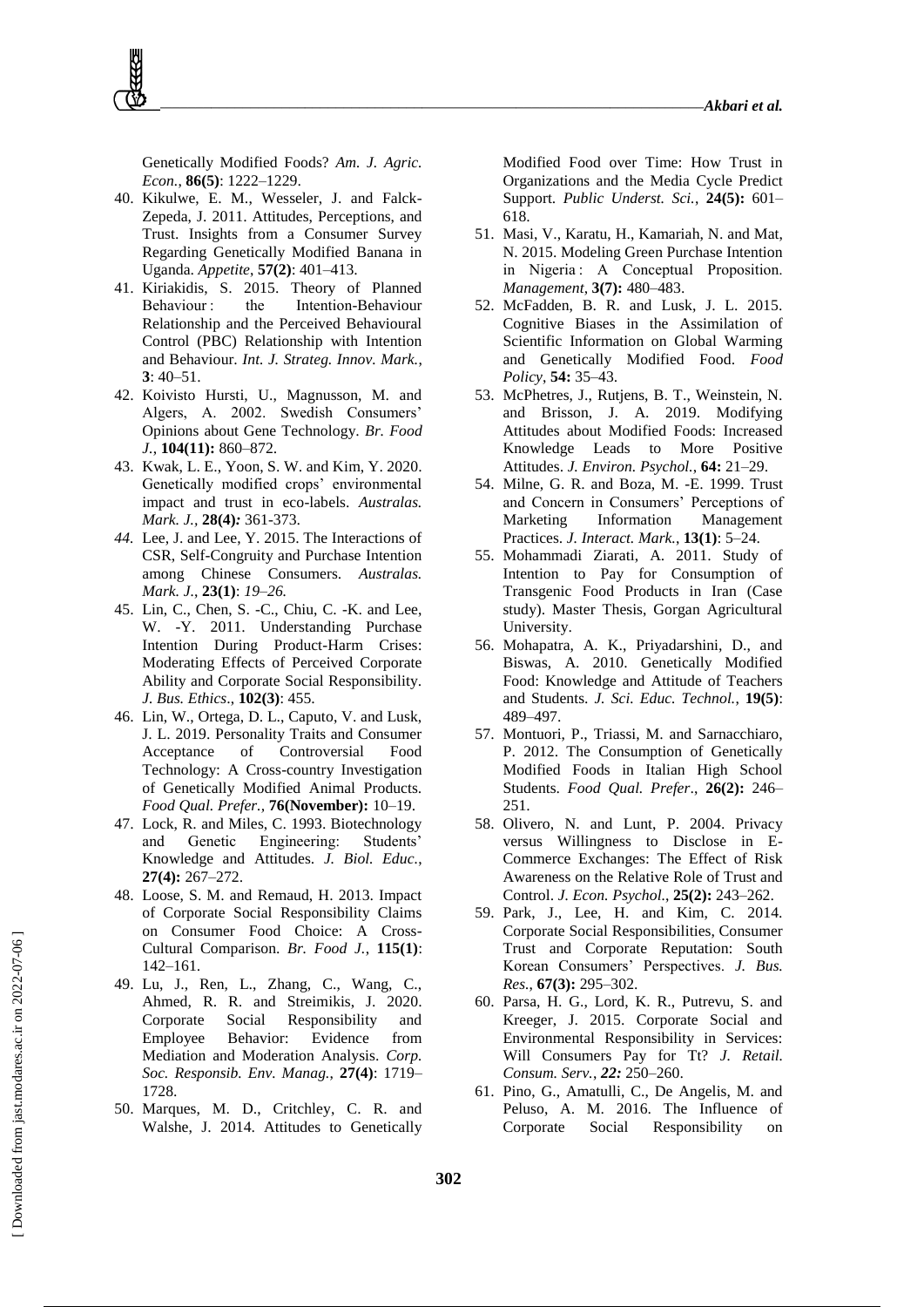Genetically Modified Foods? *Am. J. Agric. Econ.*, **86(5)**: 1222–1229.

40. Kikulwe, E. M., Wesseler, J. and Falck-Zepeda, J. 2011. Attitudes, Perceptions, and Trust. Insights from a Consumer Survey Regarding Genetically Modified Banana in Uganda. *Appetite*, **57(2)**: 401–413.
41. Kiriakidis, S. 2015. Theory of Planned Behaviour : the Intention-Behaviour Relationship and the Perceived Behavioural Control (PBC) Relationship with Intention and Behaviour. *Int. J. Strateg. Innov. Mark.*, **3**: 40–51.
42. Koivisto Hursti, U., Magnusson, M. and Algers, A. 2002. Swedish Consumers' Opinions about Gene Technology. *Br. Food J.*, **104(11):** 860–872.
43. Kwak, L. E., Yoon, S. W. and Kim, Y. 2020. Genetically modified crops' environmental impact and trust in eco-labels. *Australas. Mark. J.*, **28(4)***:* 361-373.
44. Lee, J. and Lee, Y. 2015. The Interactions of CSR, Self-Congruity and Purchase Intention among Chinese Consumers. *Australas. Mark. J.*, **23(1)**: *19–26.*
45. Lin, C., Chen, S. -C., Chiu, C. -K. and Lee, W. -Y. 2011. Understanding Purchase Intention During Product-Harm Crises: Moderating Effects of Perceived Corporate Ability and Corporate Social Responsibility. *J. Bus. Ethics*., **102(3)**: 455.
46. Lin, W., Ortega, D. L., Caputo, V. and Lusk, J. L. 2019. Personality Traits and Consumer Acceptance of Controversial Food Technology: A Cross-country Investigation of Genetically Modified Animal Products. *Food Qual. Prefer.,* **76(November):** 10–19.
47. Lock, R. and Miles, C. 1993. Biotechnology and Genetic Engineering: Students' Knowledge and Attitudes. *J. Biol. Educ.*, **27(4):** 267–272.
48. Loose, S. M. and Remaud, H. 2013. Impact of Corporate Social Responsibility Claims on Consumer Food Choice: A Cross-Cultural Comparison. *Br. Food J.*, **115(1)**: 142–161.
49. Lu, J., Ren, L., Zhang, C., Wang, C., Ahmed, R. R. and Streimikis, J. 2020. Corporate Social Responsibility and Employee Behavior: Evidence from Mediation and Moderation Analysis. *Corp. Soc. Responsib. Env. Manag.*, **27(4)**: 1719–1728.
50. Marques, M. D., Critchley, C. R. and Walshe, J. 2014. Attitudes to Genetically Modified Food over Time: How Trust in Organizations and the Media Cycle Predict Support. *Public Underst. Sci.*, **24(5):** 601–618.
51. Masi, V., Karatu, H., Kamariah, N. and Mat, N. 2015. Modeling Green Purchase Intention in Nigeria : A Conceptual Proposition. *Management*, **3(7):** 480–483.
52. McFadden, B. R. and Lusk, J. L. 2015. Cognitive Biases in the Assimilation of Scientific Information on Global Warming and Genetically Modified Food. *Food Policy*, **54:** 35–43.
53. McPhetres, J., Rutjens, B. T., Weinstein, N. and Brisson, J. A. 2019. Modifying Attitudes about Modified Foods: Increased Knowledge Leads to More Positive Attitudes. *J. Environ. Psychol.*, **64:** 21–29.
54. Milne, G. R. and Boza, M. -E. 1999. Trust and Concern in Consumers' Perceptions of Marketing Information Management Practices. *J. Interact. Mark.*, **13(1)**: 5–24.
55. Mohammadi Ziarati, A. 2011. Study of Intention to Pay for Consumption of Transgenic Food Products in Iran (Case study). Master Thesis, Gorgan Agricultural University.
56. Mohapatra, A. K., Priyadarshini, D., and Biswas, A. 2010. Genetically Modified Food: Knowledge and Attitude of Teachers and Students. *J. Sci. Educ. Technol.*, **19(5)**: 489–497.
57. Montuori, P., Triassi, M. and Sarnacchiaro, P. 2012. The Consumption of Genetically Modified Foods in Italian High School Students. *Food Qual. Prefer*., **26(2):** 246–251.
58. Olivero, N. and Lunt, P. 2004. Privacy versus Willingness to Disclose in E-Commerce Exchanges: The Effect of Risk Awareness on the Relative Role of Trust and Control. *J. Econ. Psychol.*, **25(2):** 243–262.
59. Park, J., Lee, H. and Kim, C. 2014. Corporate Social Responsibilities, Consumer Trust and Corporate Reputation: South Korean Consumers' Perspectives. *J. Bus. Res*., **67(3):** 295–302.
60. Parsa, H. G., Lord, K. R., Putrevu, S. and Kreeger, J. 2015. Corporate Social and Environmental Responsibility in Services: Will Consumers Pay for Tt? *J. Retail. Consum. Serv.*, ***22:*** 250–260.
61. Pino, G., Amatulli, C., De Angelis, M. and Peluso, A. M. 2016. The Influence of Corporate Social Responsibility on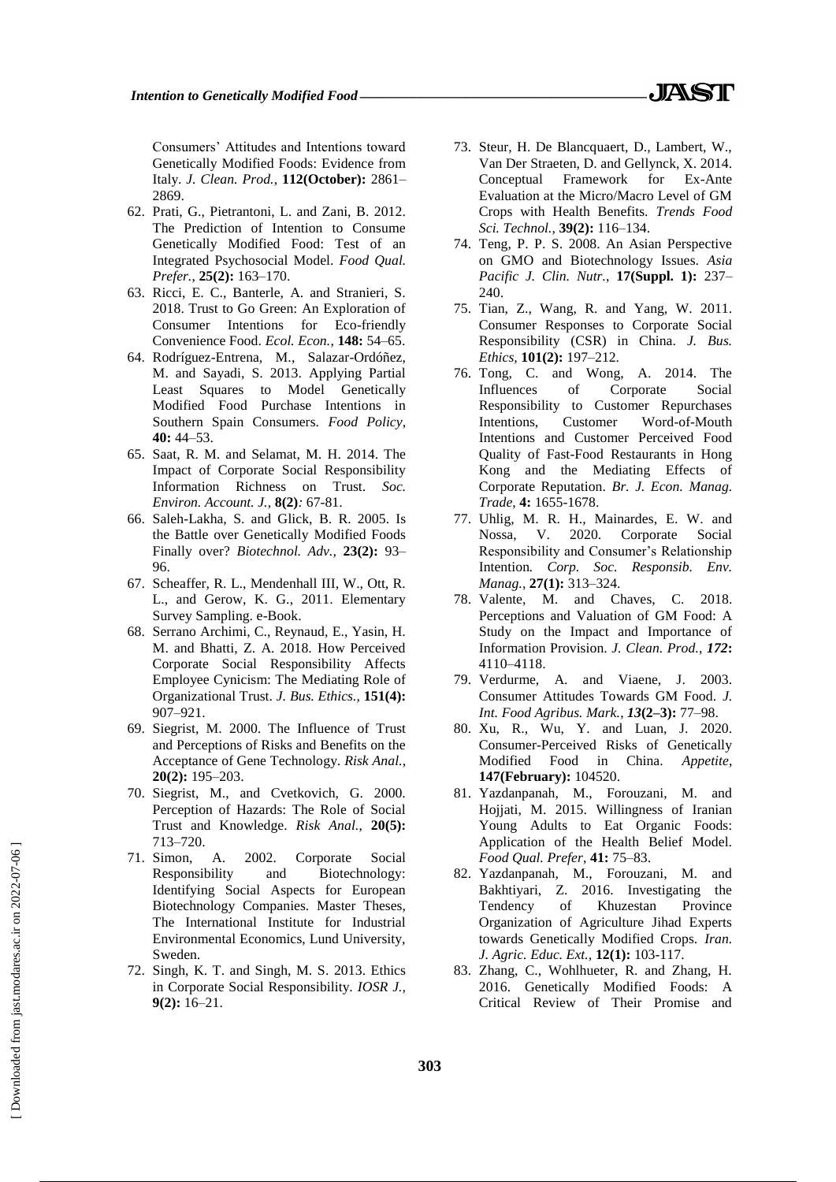Consumers' Attitudes and Intentions toward Genetically Modified Foods: Evidence from Italy. *J. Clean. Prod.*, **112(October):** 2861–2869.

62. Prati, G., Pietrantoni, L. and Zani, B. 2012. The Prediction of Intention to Consume Genetically Modified Food: Test of an Integrated Psychosocial Model. *Food Qual. Prefer.*, **25(2):** 163–170.
63. Ricci, E. C., Banterle, A. and Stranieri, S. 2018. Trust to Go Green: An Exploration of Consumer Intentions for Eco-friendly Convenience Food. *Ecol. Econ.*, **148:** 54–65.
64. Rodríguez-Entrena, M., Salazar-Ordóñez, M. and Sayadi, S. 2013. Applying Partial Least Squares to Model Genetically Modified Food Purchase Intentions in Southern Spain Consumers. *Food Policy*, **40:** 44–53.
65. Saat, R. M. and Selamat, M. H. 2014. The Impact of Corporate Social Responsibility Information Richness on Trust. *Soc. Environ. Account. J.*, **8(2)***:* 67-81.
66. Saleh-Lakha, S. and Glick, B. R. 2005. Is the Battle over Genetically Modified Foods Finally over? *Biotechnol. Adv.*, **23(2):** 93–96.
67. Scheaffer, R. L., Mendenhall III, W., Ott, R. L., and Gerow, K. G., 2011. Elementary Survey Sampling. e-Book.
68. Serrano Archimi, C., Reynaud, E., Yasin, H. M. and Bhatti, Z. A. 2018. How Perceived Corporate Social Responsibility Affects Employee Cynicism: The Mediating Role of Organizational Trust. *J. Bus. Ethics*, **151(4):** 907–921.
69. Siegrist, M. 2000. The Influence of Trust and Perceptions of Risks and Benefits on the Acceptance of Gene Technology. *Risk Anal.*, **20(2):** 195–203.
70. Siegrist, M., and Cvetkovich, G. 2000. Perception of Hazards: The Role of Social Trust and Knowledge. *Risk Anal.*, **20(5):** 713–720.
71. Simon, A. 2002. Corporate Social Responsibility and Biotechnology: Identifying Social Aspects for European Biotechnology Companies. Master Theses, The International Institute for Industrial Environmental Economics, Lund University, Sweden.
72. Singh, K. T. and Singh, M. S. 2013. Ethics in Corporate Social Responsibility. *IOSR J.*, **9(2):** 16–21.
73. Steur, H. De Blancquaert, D., Lambert, W., Van Der Straeten, D. and Gellynck, X. 2014. Conceptual Framework for Ex-Ante Evaluation at the Micro/Macro Level of GM Crops with Health Benefits. *Trends Food Sci. Technol.*, **39(2):** 116–134.
74. Teng, P. P. S. 2008. An Asian Perspective on GMO and Biotechnology Issues. *Asia Pacific J. Clin. Nutr.*, **17(Suppl. 1):** 237–240.
75. Tian, Z., Wang, R. and Yang, W. 2011. Consumer Responses to Corporate Social Responsibility (CSR) in China. *J. Bus. Ethics*, **101(2):** 197–212.
76. Tong, C. and Wong, A. 2014. The Influences of Corporate Social Responsibility to Customer Repurchases Intentions, Customer Word-of-Mouth Intentions and Customer Perceived Food Quality of Fast-Food Restaurants in Hong Kong and the Mediating Effects of Corporate Reputation. *Br. J. Econ. Manag. Trade*, **4:** 1655-1678.
77. Uhlig, M. R. H., Mainardes, E. W. and Nossa, V. 2020. Corporate Social Responsibility and Consumer's Relationship Intention*. Corp. Soc. Responsib. Env. Manag.*, **27(1):** 313–324.
78. Valente, M. and Chaves, C. 2018. Perceptions and Valuation of GM Food: A Study on the Impact and Importance of Information Provision. *J. Clean. Prod.*, ***172*****:** 4110–4118.
79. Verdurme, A. and Viaene, J. 2003. Consumer Attitudes Towards GM Food. *J. Int. Food Agribus. Mark.*, ***13*****(2–3):** 77–98.
80. Xu, R., Wu, Y. and Luan, J. 2020. Consumer-Perceived Risks of Genetically Modified Food in China. *Appetite*, **147(February):** 104520.
81. Yazdanpanah, M., Forouzani, M. and Hojjati, M. 2015. Willingness of Iranian Young Adults to Eat Organic Foods: Application of the Health Belief Model. *Food Qual. Prefer*, **41:** 75–83.
82. Yazdanpanah, M., Forouzani, M. and Bakhtiyari, Z. 2016. Investigating the Tendency of Khuzestan Province Organization of Agriculture Jihad Experts towards Genetically Modified Crops. *Iran. J. Agric. Educ. Ext.*, **12(1):** 103-117.
83. Zhang, C., Wohlhueter, R. and Zhang, H. 2016. Genetically Modified Foods: A Critical Review of Their Promise and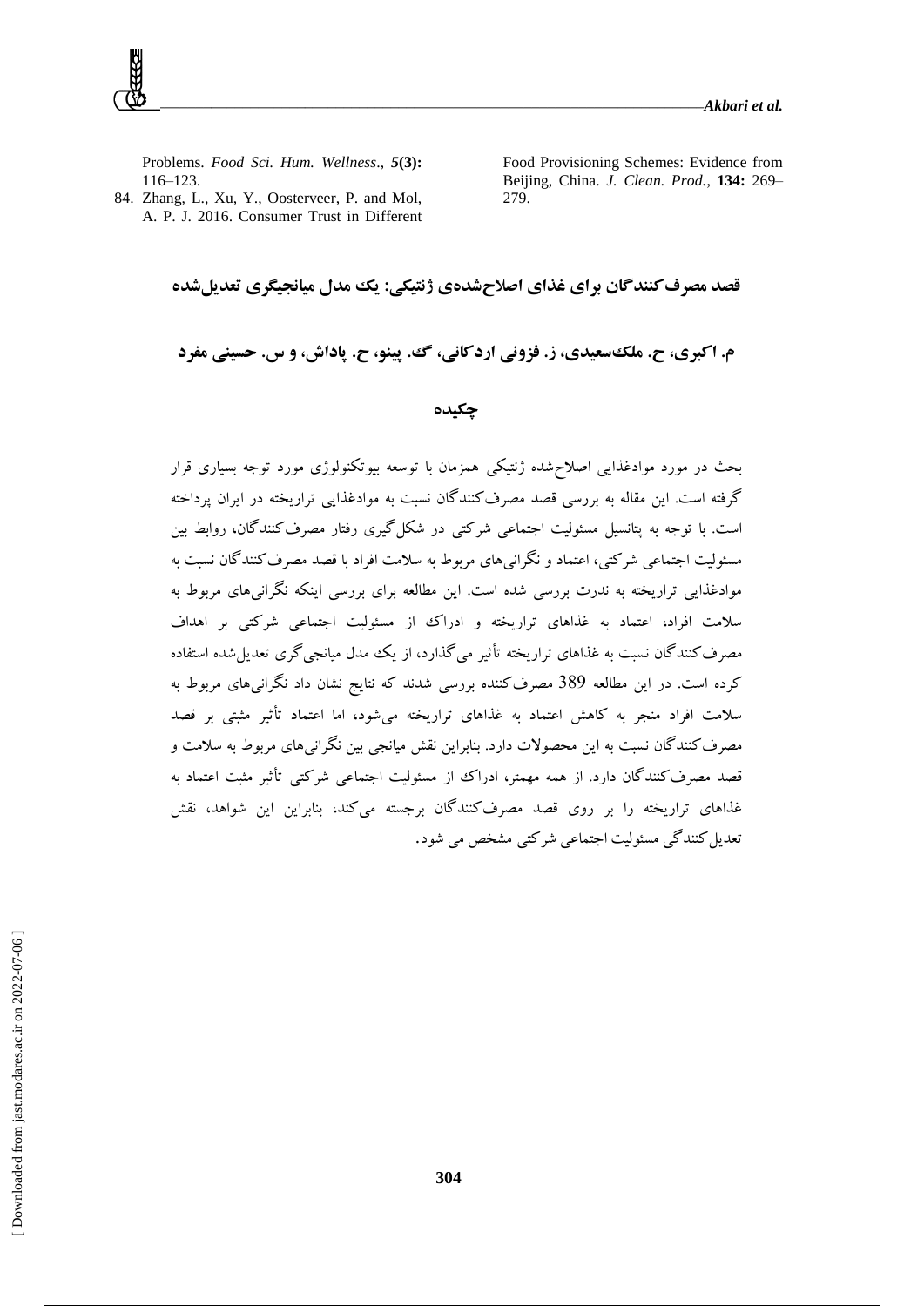Problems. *Food Sci. Hum. Wellness.*, *5***(3):** 116–123.

84. Zhang, L., Xu, Y., Oosterveer, P. and Mol, A. P. J. 2016. Consumer Trust in Different Food Provisioning Schemes: Evidence from Beijing, China. *J. Clean. Prod.*, **134:** 269–279.

# قصد مصرف‌کنندگان برای غذای اصلاح‌شده‌ی ژنتیکی: یک مدل میانجیگری تعدیل‌شده

**م. اکبری، ح. ملک‌سعیدی، ز. فزونی اردکانی، گ. پینو، ح. پاداش، و س. حسینی مفرد**

## چکیده

بحث در مورد موادغذایی اصلاح‌شده ژنتیکی همزمان با توسعه بیوتکنولوژی مورد توجه بسیاری قرار گرفته است. این مقاله به بررسی قصد مصرف‌کنندگان نسبت به موادغذایی تراریخته در ایران پرداخته است. با توجه به پتانسیل مسئولیت اجتماعی شرکتی در شکل‌گیری رفتار مصرف‌کنندگان، روابط بین مسئولیت اجتماعی شرکتی، اعتماد و نگرانی‌های مربوط به سلامت افراد با قصد مصرف‌کنندگان نسبت به موادغذایی تراریخته به ندرت بررسی شده است. این مطالعه برای بررسی اینکه نگرانی‌های مربوط به سلامت افراد، اعتماد به غذاهای تراریخته و ادراک از مسئولیت اجتماعی شرکتی بر اهداف مصرف‌کنندگان نسبت به غذاهای تراریخته تأثیر می‌گذارد، از یک مدل میانجی‌گری تعدیل‌شده استفاده کرده است. در این مطالعه 389 مصرف‌کننده بررسی شدند که نتایج نشان داد نگرانی‌های مربوط به سلامت افراد منجر به کاهش اعتماد به غذاهای تراریخته می‌شود، اما اعتماد تأثیر مثبتی بر قصد مصرف‌کنندگان نسبت به این محصولات دارد. بنابراین نقش میانجی بین نگرانی‌های مربوط به سلامت و قصد مصرف‌کنندگان دارد. از همه مهمتر، ادراک از مسئولیت اجتماعی شرکتی تأثیر مثبت اعتماد به غذاهای تراریخته را بر روی قصد مصرف‌کنندگان برجسته می‌کند، بنابراین این شواهد، نقش تعدیل‌کنندگی مسئولیت اجتماعی شرکتی مشخص می شود.